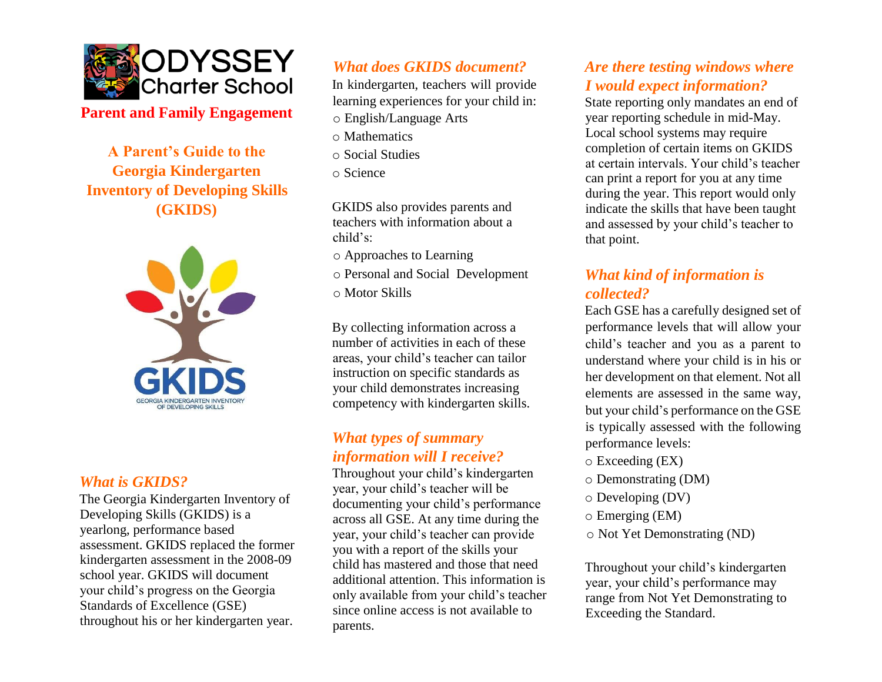# ODYSSEY Charter School

**Parent and Family Engagement**

## A Parent's Guide to the Georgia Kindergarten Inventory of Developing Skills (GKIDS)

GKIDS

GEORGIA KINDERGARTEN INVENTORY OF DEVELOPING SKILLS

### *What is GKIDS?*

The Georgia Kindergarten Inventory of Developing Skills (GKIDS) is a yearlong, performance based assessment. GKIDS replaced the former kindergarten assessment in the 2008-09 school year. GKIDS will document your child's progress on the Georgia Standards of Excellence (GSE) throughout his or her kindergarten year.

### *What does GKIDS document?*

In kindergarten, teachers will provide learning experiences for your child in:

- English/Language Arts
- Mathematics
- Social Studies
- Science

GKIDS also provides parents and teachers with information about a child's:

- Approaches to Learning
- Personal and Social Development
- Motor Skills

By collecting information across a number of activities in each of these areas, your child's teacher can tailor instruction on specific standards as your child demonstrates increasing competency with kindergarten skills.

### *What types of summary information will I receive?*

Throughout your child's kindergarten year, your child's teacher will be documenting your child's performance across all GSE. At any time during the year, your child's teacher can provide you with a report of the skills your child has mastered and those that need additional attention. This information is only available from your child's teacher since online access is not available to parents.

### *Are there testing windows where I would expect information?*

State reporting only mandates an end of year reporting schedule in mid-May. Local school systems may require completion of certain items on GKIDS at certain intervals. Your child's teacher can print a report for you at any time during the year. This report would only indicate the skills that have been taught and assessed by your child's teacher to that point.

### *What kind of information is collected?*

Each GSE has a carefully designed set of performance levels that will allow your child's teacher and you as a parent to understand where your child is in his or her development on that element. Not all elements are assessed in the same way, but your child's performance on the GSE is typically assessed with the following performance levels:

- Exceeding (EX)
- Demonstrating (DM)
- Developing (DV)
- Emerging (EM)
- Not Yet Demonstrating (ND)

Throughout your child's kindergarten year, your child's performance may range from Not Yet Demonstrating to Exceeding the Standard.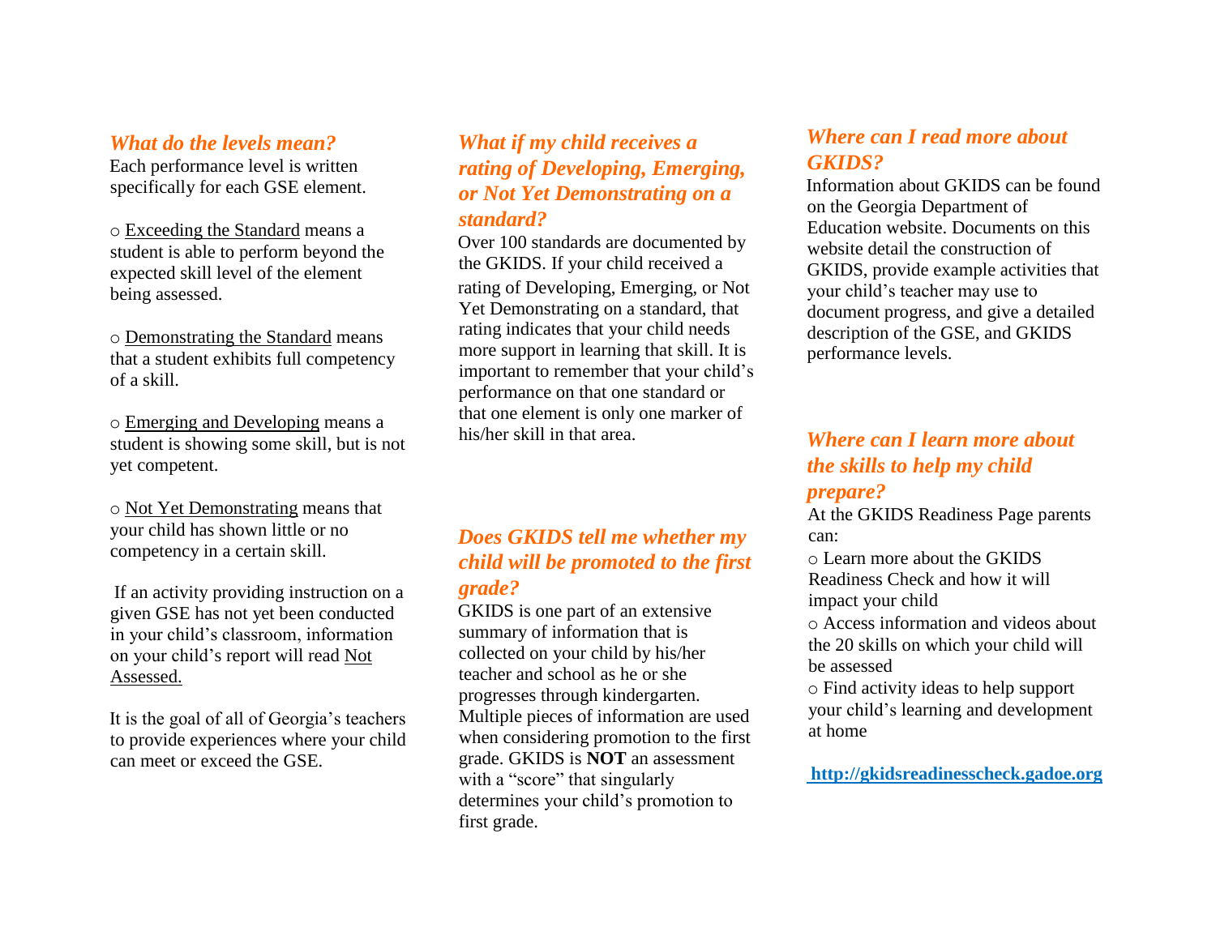### *What do the levels mean?*

Each performance level is written specifically for each GSE element.

- Exceeding the Standard means a student is able to perform beyond the expected skill level of the element being assessed.
- Demonstrating the Standard means that a student exhibits full competency of a skill.
- Emerging and Developing means a student is showing some skill, but is not yet competent.
- Not Yet Demonstrating means that your child has shown little or no competency in a certain skill.

If an activity providing instruction on a given GSE has not yet been conducted in your child's classroom, information on your child's report will read Not Assessed.

It is the goal of all of Georgia's teachers to provide experiences where your child can meet or exceed the GSE.

### *What if my child receives a rating of Developing, Emerging, or Not Yet Demonstrating on a standard?*

Over 100 standards are documented by the GKIDS. If your child received a rating of Developing, Emerging, or Not Yet Demonstrating on a standard, that rating indicates that your child needs more support in learning that skill. It is important to remember that your child's performance on that one standard or that one element is only one marker of his/her skill in that area.

### *Does GKIDS tell me whether my child will be promoted to the first grade?*

GKIDS is one part of an extensive summary of information that is collected on your child by his/her teacher and school as he or she progresses through kindergarten. Multiple pieces of information are used when considering promotion to the first grade. GKIDS is **NOT** an assessment with a "score" that singularly determines your child's promotion to first grade.

### *Where can I read more about GKIDS?*

Information about GKIDS can be found on the Georgia Department of Education website. Documents on this website detail the construction of GKIDS, provide example activities that your child's teacher may use to document progress, and give a detailed description of the GSE, and GKIDS performance levels.

### *Where can I learn more about the skills to help my child prepare?*

At the GKIDS Readiness Page parents can:

- Learn more about the GKIDS Readiness Check and how it will impact your child
- Access information and videos about the 20 skills on which your child will be assessed
- Find activity ideas to help support your child's learning and development at home

**http://gkidsreadinesscheck.gadoe.org**